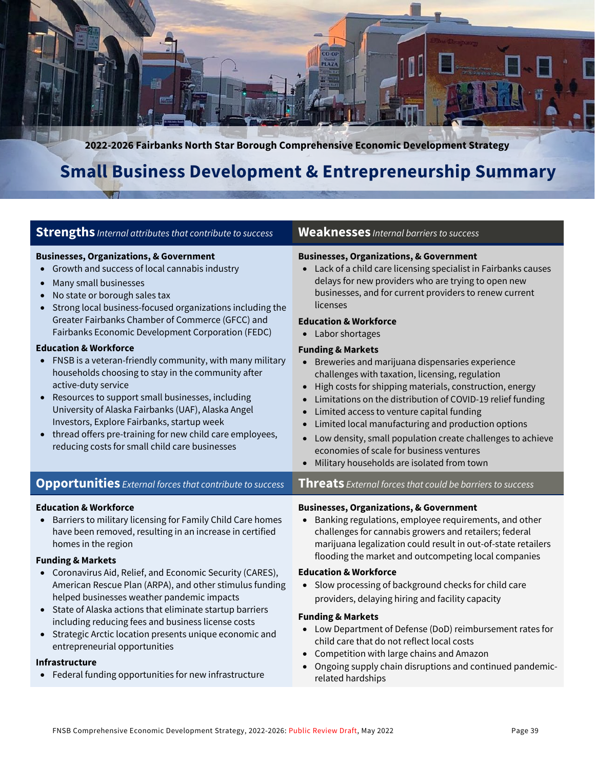2022-2026 Fairbanks North Star Borough Comprehensive Economic Development Strategy

# Small Business Development & Entrepreneurship Summary

## Strengths *Internal attributes that contribute to success*

**Businesses, Organizations, & Government**

- Growth and success of local cannabis industry
- Many small businesses
- No state or borough sales tax
- Strong local business-focused organizations including the Greater Fairbanks Chamber of Commerce (GFCC) and Fairbanks Economic Development Corporation (FEDC)

**Education & Workforce**

- FNSB is a veteran-friendly community, with many military households choosing to stay in the community after active-duty service
- Resources to support small businesses, including University of Alaska Fairbanks (UAF), Alaska Angel Investors, Explore Fairbanks, startup week
- thread offers pre-training for new child care employees, reducing costs for small child care businesses

## Weaknesses *Internal barriers to success*

**Businesses, Organizations, & Government**

- Lack of a child care licensing specialist in Fairbanks causes delays for new providers who are trying to open new businesses, and for current providers to renew current licenses

**Education & Workforce**

- Labor shortages

**Funding & Markets**

- Breweries and marijuana dispensaries experience challenges with taxation, licensing, regulation
- High costs for shipping materials, construction, energy
- Limitations on the distribution of COVID-19 relief funding
- Limited access to venture capital funding
- Limited local manufacturing and production options
- Low density, small population create challenges to achieve economies of scale for business ventures
- Military households are isolated from town

## Opportunities *External forces that contribute to success*

**Education & Workforce**

- Barriers to military licensing for Family Child Care homes have been removed, resulting in an increase in certified homes in the region

**Funding & Markets**

- Coronavirus Aid, Relief, and Economic Security (CARES), American Rescue Plan (ARPA), and other stimulus funding helped businesses weather pandemic impacts
- State of Alaska actions that eliminate startup barriers including reducing fees and business license costs
- Strategic Arctic location presents unique economic and entrepreneurial opportunities

**Infrastructure**

- Federal funding opportunities for new infrastructure

## Threats *External forces that could be barriers to success*

**Businesses, Organizations, & Government**

- Banking regulations, employee requirements, and other challenges for cannabis growers and retailers; federal marijuana legalization could result in out-of-state retailers flooding the market and outcompeting local companies

**Education & Workforce**

- Slow processing of background checks for child care providers, delaying hiring and facility capacity

**Funding & Markets**

- Low Department of Defense (DoD) reimbursement rates for child care that do not reflect local costs
- Competition with large chains and Amazon
- Ongoing supply chain disruptions and continued pandemic-related hardships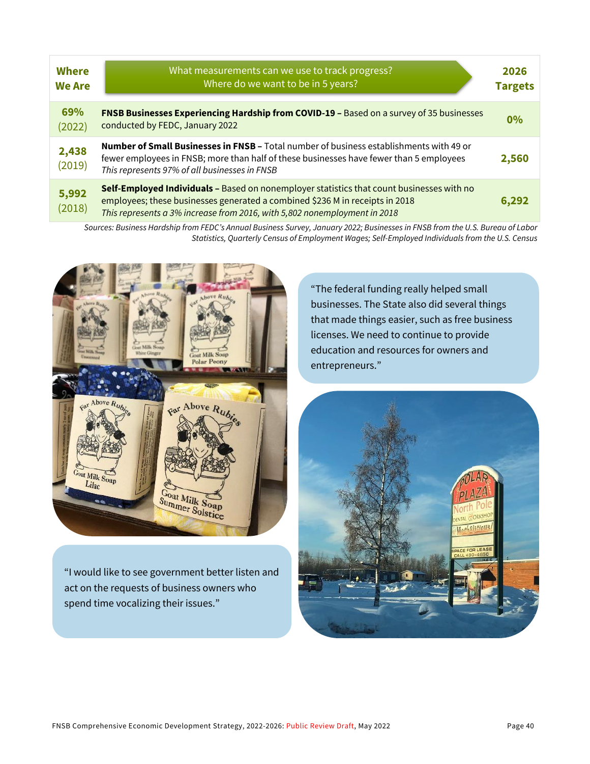| Where We Are | What measurements can we use to track progress? Where do we want to be in 5 years? | 2026 Targets |
|---|---|---|
| 69% (2022) | **FNSB Businesses Experiencing Hardship from COVID-19 –** Based on a survey of 35 businesses conducted by FEDC, January 2022 | 0% |
| 2,438 (2019) | **Number of Small Businesses in FNSB –** Total number of business establishments with 49 or fewer employees in FNSB; more than half of these businesses have fewer than 5 employees *This represents 97% of all businesses in FNSB* | 2,560 |
| 5,992 (2018) | **Self-Employed Individuals –** Based on nonemployer statistics that count businesses with no employees; these businesses generated a combined $236 M in receipts in 2018 *This represents a 3% increase from 2016, with 5,802 nonemployment in 2018* | 6,292 |

*Sources: Business Hardship from FEDC's Annual Business Survey, January 2022; Businesses in FNSB from the U.S. Bureau of Labor Statistics, Quarterly Census of Employment Wages; Self-Employed Individuals from the U.S. Census*

"The federal funding really helped small businesses. The State also did several things that made things easier, such as free business licenses. We need to continue to provide education and resources for owners and entrepreneurs."

"I would like to see government better listen and act on the requests of business owners who spend time vocalizing their issues."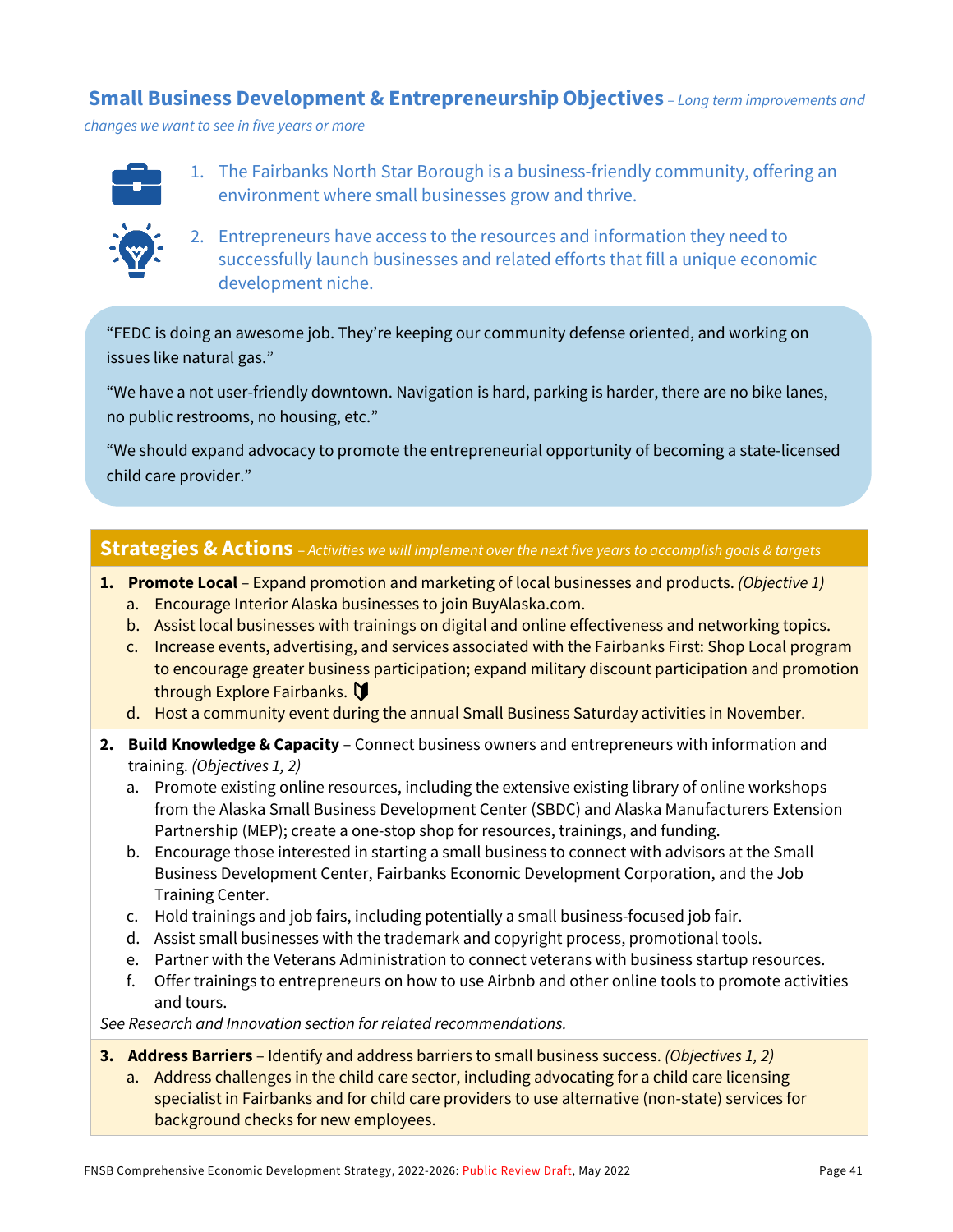## Small Business Development & Entrepreneurship Objectives – *Long term improvements and changes we want to see in five years or more*

1. The Fairbanks North Star Borough is a business-friendly community, offering an environment where small businesses grow and thrive.
2. Entrepreneurs have access to the resources and information they need to successfully launch businesses and related efforts that fill a unique economic development niche.

> "FEDC is doing an awesome job. They're keeping our community defense oriented, and working on issues like natural gas."
>
> "We have a not user-friendly downtown. Navigation is hard, parking is harder, there are no bike lanes, no public restrooms, no housing, etc."
>
> "We should expand advocacy to promote the entrepreneurial opportunity of becoming a state-licensed child care provider."

## Strategies & Actions – *Activities we will implement over the next five years to accomplish goals & targets*

1. **Promote Local** – Expand promotion and marketing of local businesses and products. *(Objective 1)*
   a. Encourage Interior Alaska businesses to join BuyAlaska.com.
   b. Assist local businesses with trainings on digital and online effectiveness and networking topics.
   c. Increase events, advertising, and services associated with the Fairbanks First: Shop Local program to encourage greater business participation; expand military discount participation and promotion through Explore Fairbanks.
   d. Host a community event during the annual Small Business Saturday activities in November.
2. **Build Knowledge & Capacity** – Connect business owners and entrepreneurs with information and training. *(Objectives 1, 2)*
   a. Promote existing online resources, including the extensive existing library of online workshops from the Alaska Small Business Development Center (SBDC) and Alaska Manufacturers Extension Partnership (MEP); create a one-stop shop for resources, trainings, and funding.
   b. Encourage those interested in starting a small business to connect with advisors at the Small Business Development Center, Fairbanks Economic Development Corporation, and the Job Training Center.
   c. Hold trainings and job fairs, including potentially a small business-focused job fair.
   d. Assist small businesses with the trademark and copyright process, promotional tools.
   e. Partner with the Veterans Administration to connect veterans with business startup resources.
   f. Offer trainings to entrepreneurs on how to use Airbnb and other online tools to promote activities and tours.

   *See Research and Innovation section for related recommendations.*
3. **Address Barriers** – Identify and address barriers to small business success. *(Objectives 1, 2)*
   a. Address challenges in the child care sector, including advocating for a child care licensing specialist in Fairbanks and for child care providers to use alternative (non-state) services for background checks for new employees.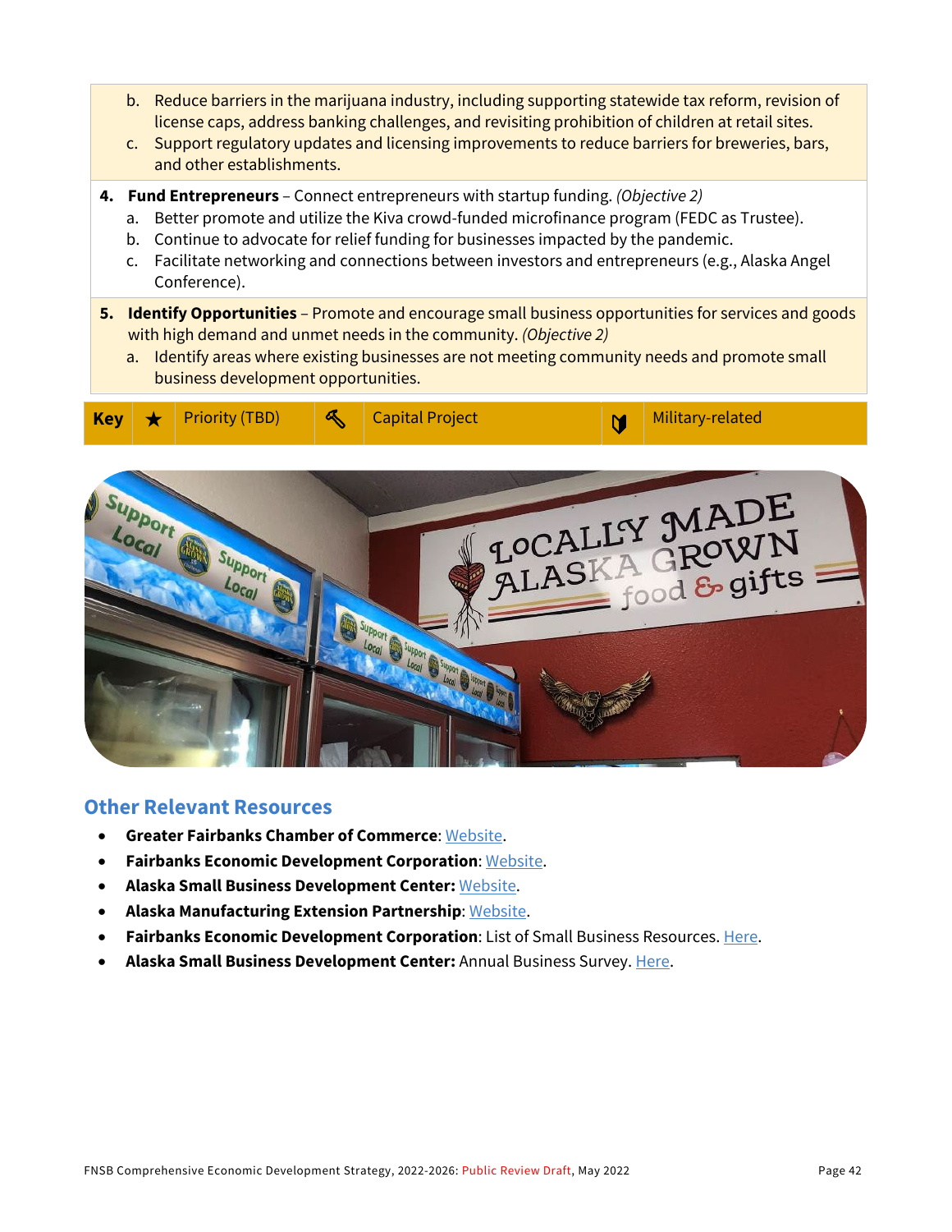b. Reduce barriers in the marijuana industry, including supporting statewide tax reform, revision of license caps, address banking challenges, and revisiting prohibition of children at retail sites.
c. Support regulatory updates and licensing improvements to reduce barriers for breweries, bars, and other establishments.

4. **Fund Entrepreneurs** – Connect entrepreneurs with startup funding. *(Objective 2)*
   a. Better promote and utilize the Kiva crowd-funded microfinance program (FEDC as Trustee).
   b. Continue to advocate for relief funding for businesses impacted by the pandemic.
   c. Facilitate networking and connections between investors and entrepreneurs (e.g., Alaska Angel Conference).

5. **Identify Opportunities** – Promote and encourage small business opportunities for services and goods with high demand and unmet needs in the community. *(Objective 2)*
   a. Identify areas where existing businesses are not meeting community needs and promote small business development opportunities.

| Key | ★ | Priority (TBD) | 🔨 | Capital Project | | Military-related |
|---|---|---|---|---|---|---|

## Other Relevant Resources

- **Greater Fairbanks Chamber of Commerce**: Website.
- **Fairbanks Economic Development Corporation**: Website.
- **Alaska Small Business Development Center:** Website.
- **Alaska Manufacturing Extension Partnership**: Website.
- **Fairbanks Economic Development Corporation**: List of Small Business Resources. Here.
- **Alaska Small Business Development Center:** Annual Business Survey. Here.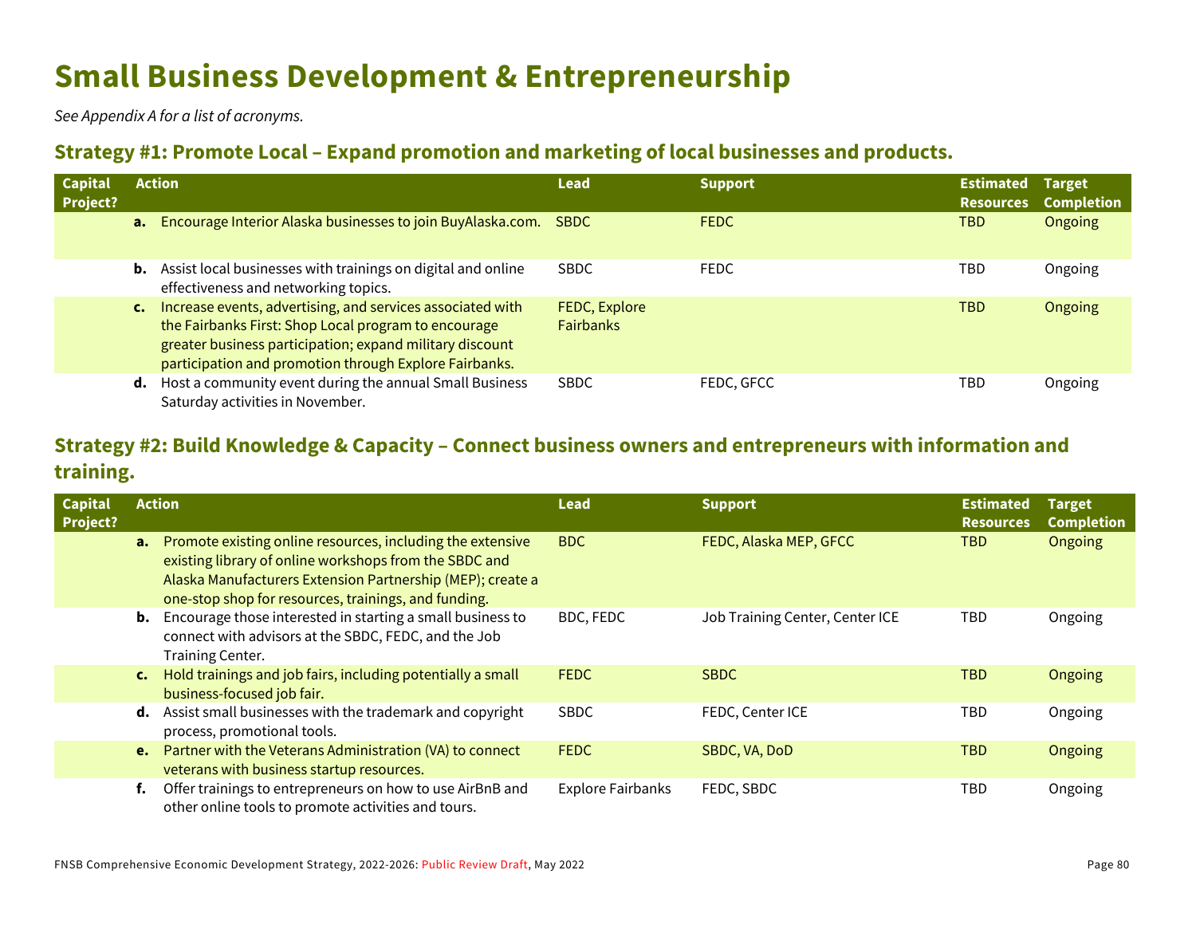# Small Business Development & Entrepreneurship

*See Appendix A for a list of acronyms.*

## Strategy #1: Promote Local – Expand promotion and marketing of local businesses and products.

| Capital Project? | Action | Lead | Support | Estimated Resources | Target Completion |
|---|---|---|---|---|---|
| | **a.** Encourage Interior Alaska businesses to join BuyAlaska.com. | SBDC | FEDC | TBD | Ongoing |
| | **b.** Assist local businesses with trainings on digital and online effectiveness and networking topics. | SBDC | FEDC | TBD | Ongoing |
| | **c.** Increase events, advertising, and services associated with the Fairbanks First: Shop Local program to encourage greater business participation; expand military discount participation and promotion through Explore Fairbanks. | FEDC, Explore Fairbanks | | TBD | Ongoing |
| | **d.** Host a community event during the annual Small Business Saturday activities in November. | SBDC | FEDC, GFCC | TBD | Ongoing |

## Strategy #2: Build Knowledge & Capacity – Connect business owners and entrepreneurs with information and training.

| Capital Project? | Action | Lead | Support | Estimated Resources | Target Completion |
|---|---|---|---|---|---|
| | **a.** Promote existing online resources, including the extensive existing library of online workshops from the SBDC and Alaska Manufacturers Extension Partnership (MEP); create a one-stop shop for resources, trainings, and funding. | BDC | FEDC, Alaska MEP, GFCC | TBD | Ongoing |
| | **b.** Encourage those interested in starting a small business to connect with advisors at the SBDC, FEDC, and the Job Training Center. | BDC, FEDC | Job Training Center, Center ICE | TBD | Ongoing |
| | **c.** Hold trainings and job fairs, including potentially a small business-focused job fair. | FEDC | SBDC | TBD | Ongoing |
| | **d.** Assist small businesses with the trademark and copyright process, promotional tools. | SBDC | FEDC, Center ICE | TBD | Ongoing |
| | **e.** Partner with the Veterans Administration (VA) to connect veterans with business startup resources. | FEDC | SBDC, VA, DoD | TBD | Ongoing |
| | **f.** Offer trainings to entrepreneurs on how to use AirBnB and other online tools to promote activities and tours. | Explore Fairbanks | FEDC, SBDC | TBD | Ongoing |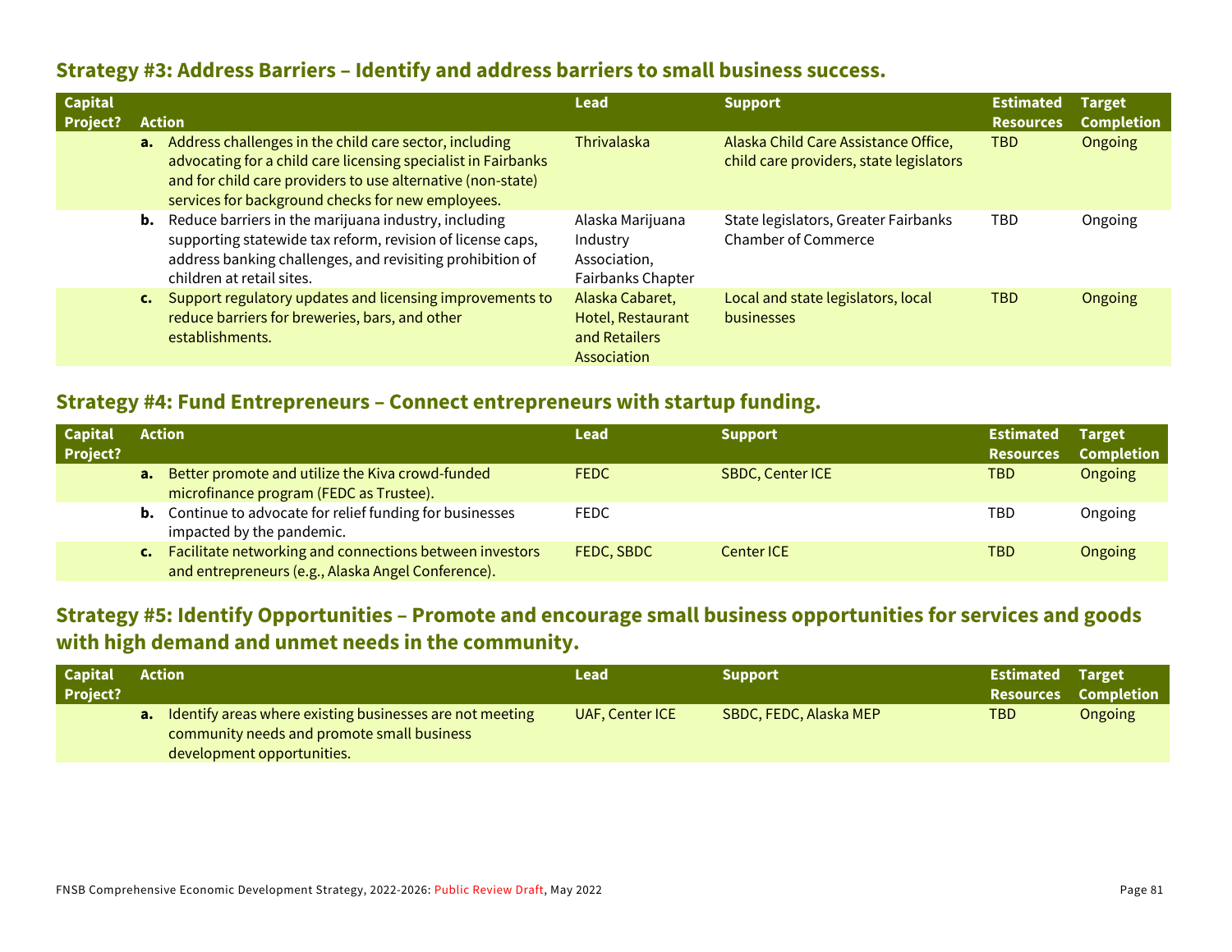### Strategy #3: Address Barriers – Identify and address barriers to small business success.

| Capital Project? | Action | Lead | Support | Estimated Resources | Target Completion |
|---|---|---|---|---|---|
| | **a.** Address challenges in the child care sector, including advocating for a child care licensing specialist in Fairbanks and for child care providers to use alternative (non-state) services for background checks for new employees. | Thrivalaska | Alaska Child Care Assistance Office, child care providers, state legislators | TBD | Ongoing |
| | **b.** Reduce barriers in the marijuana industry, including supporting statewide tax reform, revision of license caps, address banking challenges, and revisiting prohibition of children at retail sites. | Alaska Marijuana Industry Association, Fairbanks Chapter | State legislators, Greater Fairbanks Chamber of Commerce | TBD | Ongoing |
| | **c.** Support regulatory updates and licensing improvements to reduce barriers for breweries, bars, and other establishments. | Alaska Cabaret, Hotel, Restaurant and Retailers Association | Local and state legislators, local businesses | TBD | Ongoing |

### Strategy #4: Fund Entrepreneurs – Connect entrepreneurs with startup funding.

| Capital Project? | Action | Lead | Support | Estimated Resources | Target Completion |
|---|---|---|---|---|---|
| | **a.** Better promote and utilize the Kiva crowd-funded microfinance program (FEDC as Trustee). | FEDC | SBDC, Center ICE | TBD | Ongoing |
| | **b.** Continue to advocate for relief funding for businesses impacted by the pandemic. | FEDC | | TBD | Ongoing |
| | **c.** Facilitate networking and connections between investors and entrepreneurs (e.g., Alaska Angel Conference). | FEDC, SBDC | Center ICE | TBD | Ongoing |

### Strategy #5: Identify Opportunities – Promote and encourage small business opportunities for services and goods with high demand and unmet needs in the community.

| Capital Project? | Action | Lead | Support | Estimated Resources | Target Completion |
|---|---|---|---|---|---|
| | **a.** Identify areas where existing businesses are not meeting community needs and promote small business development opportunities. | UAF, Center ICE | SBDC, FEDC, Alaska MEP | TBD | Ongoing |